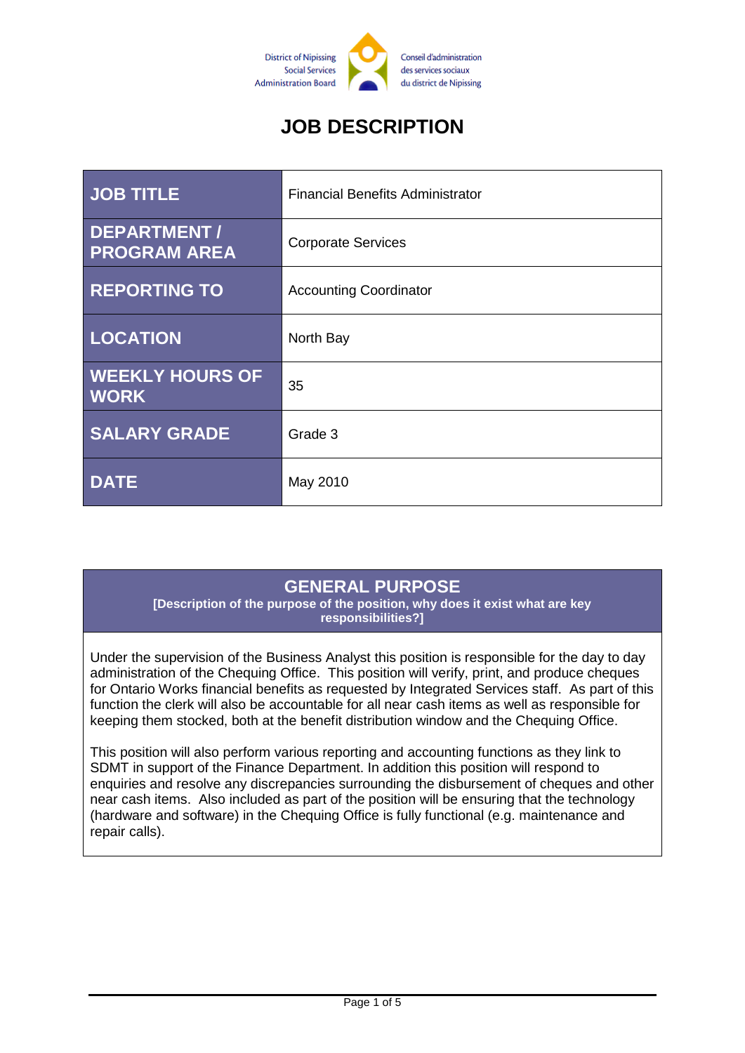District of Nipissing Social Services Administration Board

Conseil d'administration des services sociaux du district de Nipissing

# JOB DESCRIPTION

| JOB TITLE | Financial Benefits Administrator |
| --- | --- |
| DEPARTMENT / PROGRAM AREA | Corporate Services |
| REPORTING TO | Accounting Coordinator |
| LOCATION | North Bay |
| WEEKLY HOURS OF WORK | 35 |
| SALARY GRADE | Grade 3 |
| DATE | May 2010 |

## GENERAL PURPOSE

**[Description of the purpose of the position, why does it exist what are key responsibilities?]**

Under the supervision of the Business Analyst this position is responsible for the day to day administration of the Chequing Office. This position will verify, print, and produce cheques for Ontario Works financial benefits as requested by Integrated Services staff. As part of this function the clerk will also be accountable for all near cash items as well as responsible for keeping them stocked, both at the benefit distribution window and the Chequing Office.

This position will also perform various reporting and accounting functions as they link to SDMT in support of the Finance Department. In addition this position will respond to enquiries and resolve any discrepancies surrounding the disbursement of cheques and other near cash items. Also included as part of the position will be ensuring that the technology (hardware and software) in the Chequing Office is fully functional (e.g. maintenance and repair calls).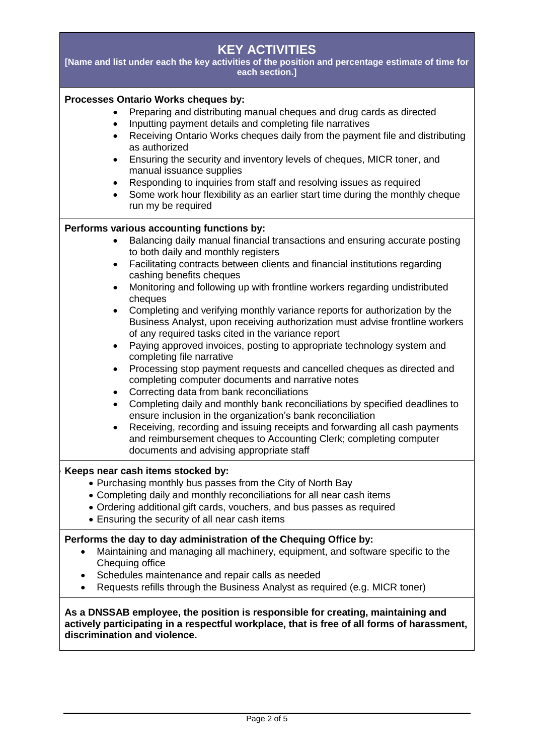# KEY ACTIVITIES

**[Name and list under each the key activities of the position and percentage estimate of time for each section.]**

**Processes Ontario Works cheques by:**

- Preparing and distributing manual cheques and drug cards as directed
- Inputting payment details and completing file narratives
- Receiving Ontario Works cheques daily from the payment file and distributing as authorized
- Ensuring the security and inventory levels of cheques, MICR toner, and manual issuance supplies
- Responding to inquiries from staff and resolving issues as required
- Some work hour flexibility as an earlier start time during the monthly cheque run my be required

**Performs various accounting functions by:**

- Balancing daily manual financial transactions and ensuring accurate posting to both daily and monthly registers
- Facilitating contracts between clients and financial institutions regarding cashing benefits cheques
- Monitoring and following up with frontline workers regarding undistributed cheques
- Completing and verifying monthly variance reports for authorization by the Business Analyst, upon receiving authorization must advise frontline workers of any required tasks cited in the variance report
- Paying approved invoices, posting to appropriate technology system and completing file narrative
- Processing stop payment requests and cancelled cheques as directed and completing computer documents and narrative notes
- Correcting data from bank reconciliations
- Completing daily and monthly bank reconciliations by specified deadlines to ensure inclusion in the organization's bank reconciliation
- Receiving, recording and issuing receipts and forwarding all cash payments and reimbursement cheques to Accounting Clerk; completing computer documents and advising appropriate staff

**Keeps near cash items stocked by:**

- Purchasing monthly bus passes from the City of North Bay
- Completing daily and monthly reconciliations for all near cash items
- Ordering additional gift cards, vouchers, and bus passes as required
- Ensuring the security of all near cash items

**Performs the day to day administration of the Chequing Office by:**

- Maintaining and managing all machinery, equipment, and software specific to the Chequing office
- Schedules maintenance and repair calls as needed
- Requests refills through the Business Analyst as required (e.g. MICR toner)

**As a DNSSAB employee, the position is responsible for creating, maintaining and actively participating in a respectful workplace, that is free of all forms of harassment, discrimination and violence.**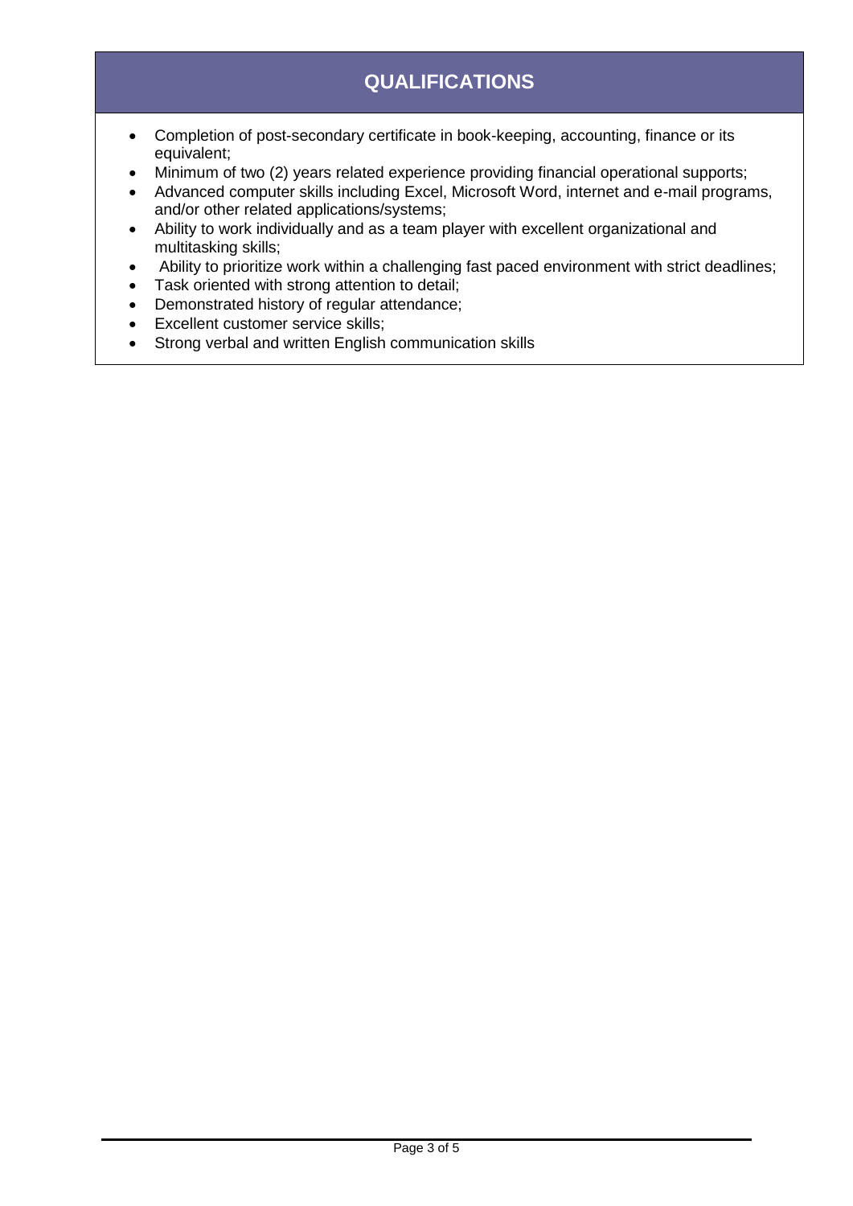## QUALIFICATIONS

- Completion of post-secondary certificate in book-keeping, accounting, finance or its equivalent;
- Minimum of two (2) years related experience providing financial operational supports;
- Advanced computer skills including Excel, Microsoft Word, internet and e-mail programs, and/or other related applications/systems;
- Ability to work individually and as a team player with excellent organizational and multitasking skills;
- Ability to prioritize work within a challenging fast paced environment with strict deadlines;
- Task oriented with strong attention to detail;
- Demonstrated history of regular attendance;
- Excellent customer service skills;
- Strong verbal and written English communication skills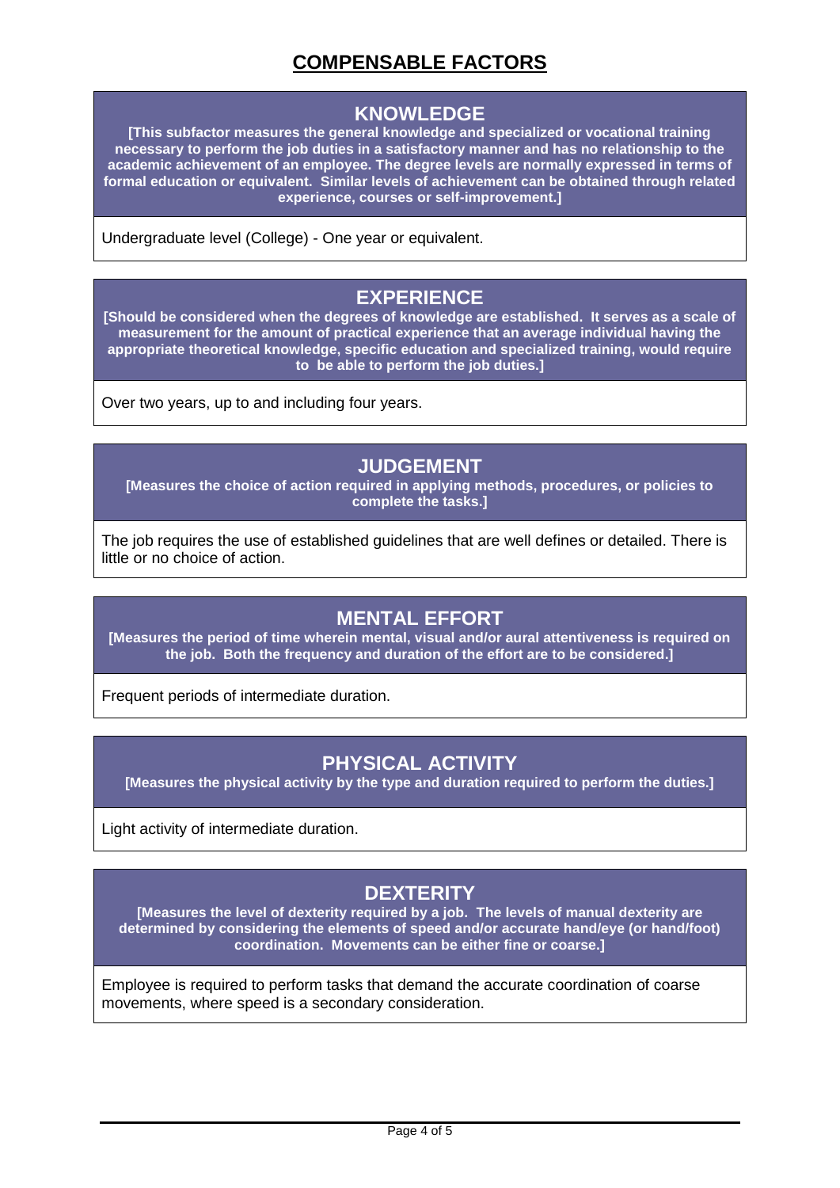# COMPENSABLE FACTORS

## KNOWLEDGE

**[This subfactor measures the general knowledge and specialized or vocational training necessary to perform the job duties in a satisfactory manner and has no relationship to the academic achievement of an employee. The degree levels are normally expressed in terms of formal education or equivalent. Similar levels of achievement can be obtained through related experience, courses or self-improvement.]**

Undergraduate level (College) - One year or equivalent.

## EXPERIENCE

**[Should be considered when the degrees of knowledge are established. It serves as a scale of measurement for the amount of practical experience that an average individual having the appropriate theoretical knowledge, specific education and specialized training, would require to be able to perform the job duties.]**

Over two years, up to and including four years.

## JUDGEMENT

**[Measures the choice of action required in applying methods, procedures, or policies to complete the tasks.]**

The job requires the use of established guidelines that are well defines or detailed. There is little or no choice of action.

## MENTAL EFFORT

**[Measures the period of time wherein mental, visual and/or aural attentiveness is required on the job. Both the frequency and duration of the effort are to be considered.]**

Frequent periods of intermediate duration.

## PHYSICAL ACTIVITY

**[Measures the physical activity by the type and duration required to perform the duties.]**

Light activity of intermediate duration.

## DEXTERITY

**[Measures the level of dexterity required by a job. The levels of manual dexterity are determined by considering the elements of speed and/or accurate hand/eye (or hand/foot) coordination. Movements can be either fine or coarse.]**

Employee is required to perform tasks that demand the accurate coordination of coarse movements, where speed is a secondary consideration.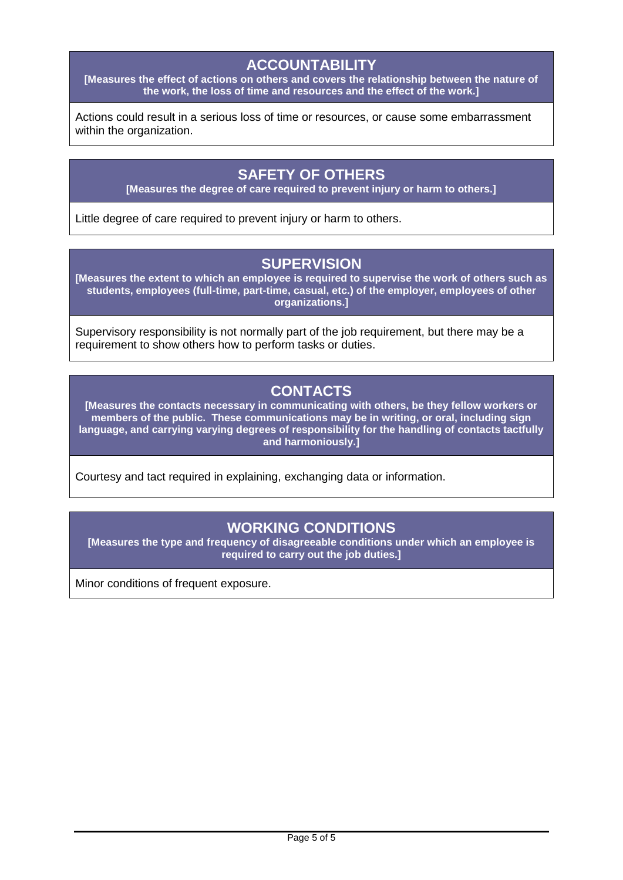## ACCOUNTABILITY

**[Measures the effect of actions on others and covers the relationship between the nature of the work, the loss of time and resources and the effect of the work.]**

Actions could result in a serious loss of time or resources, or cause some embarrassment within the organization.

## SAFETY OF OTHERS

**[Measures the degree of care required to prevent injury or harm to others.]**

Little degree of care required to prevent injury or harm to others.

## SUPERVISION

**[Measures the extent to which an employee is required to supervise the work of others such as students, employees (full-time, part-time, casual, etc.) of the employer, employees of other organizations.]**

Supervisory responsibility is not normally part of the job requirement, but there may be a requirement to show others how to perform tasks or duties.

## CONTACTS

**[Measures the contacts necessary in communicating with others, be they fellow workers or members of the public. These communications may be in writing, or oral, including sign language, and carrying varying degrees of responsibility for the handling of contacts tactfully and harmoniously.]**

Courtesy and tact required in explaining, exchanging data or information.

## WORKING CONDITIONS

**[Measures the type and frequency of disagreeable conditions under which an employee is required to carry out the job duties.]**

Minor conditions of frequent exposure.